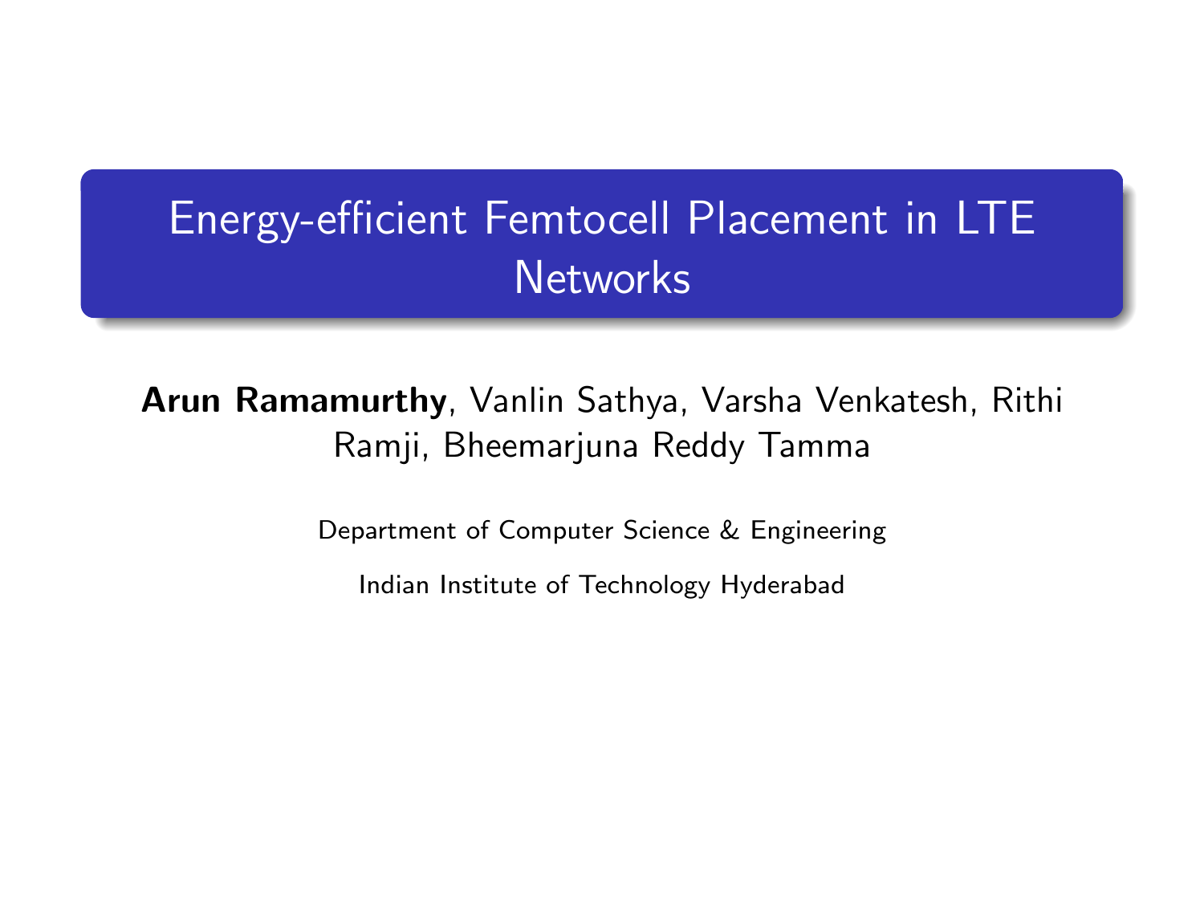# Energy-efficient Femtocell Placement in LTE Networks

**Arun Ramamurthy**, Vanlin Sathya, Varsha Venkatesh, Rithi Ramji, Bheemarjuna Reddy Tamma

Department of Computer Science & Engineering

Indian Institute of Technology Hyderabad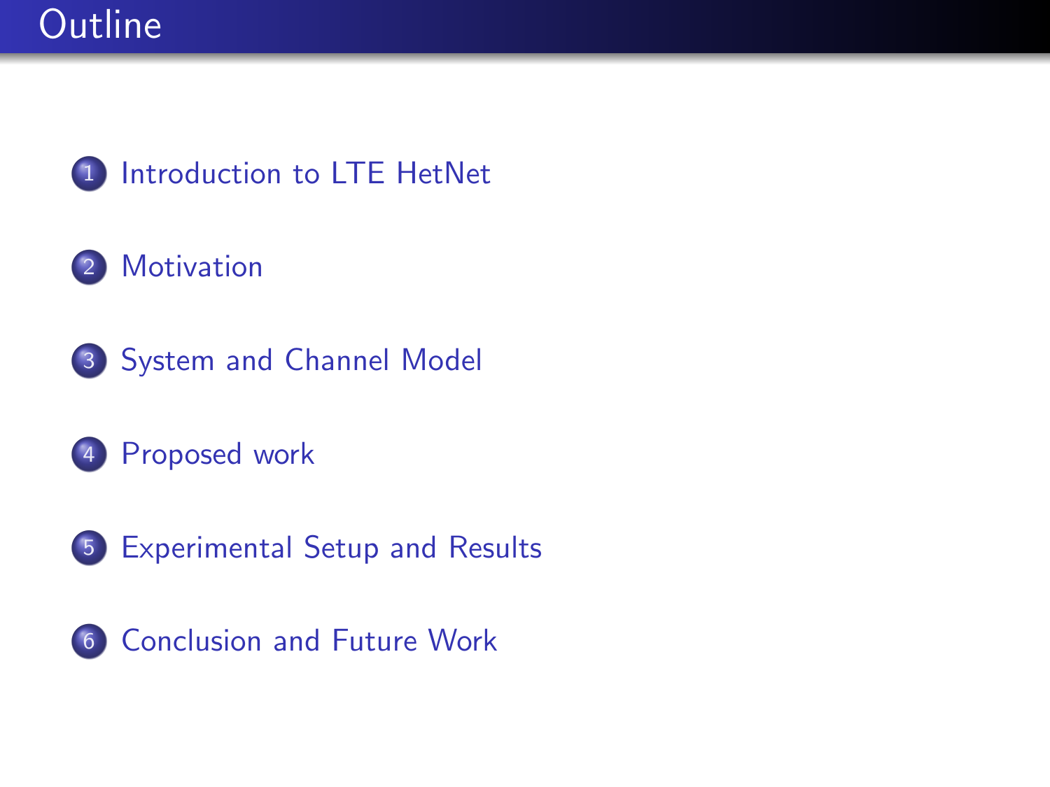# Outline

1. Introduction to LTE HetNet
2. Motivation
3. System and Channel Model
4. Proposed work
5. Experimental Setup and Results
6. Conclusion and Future Work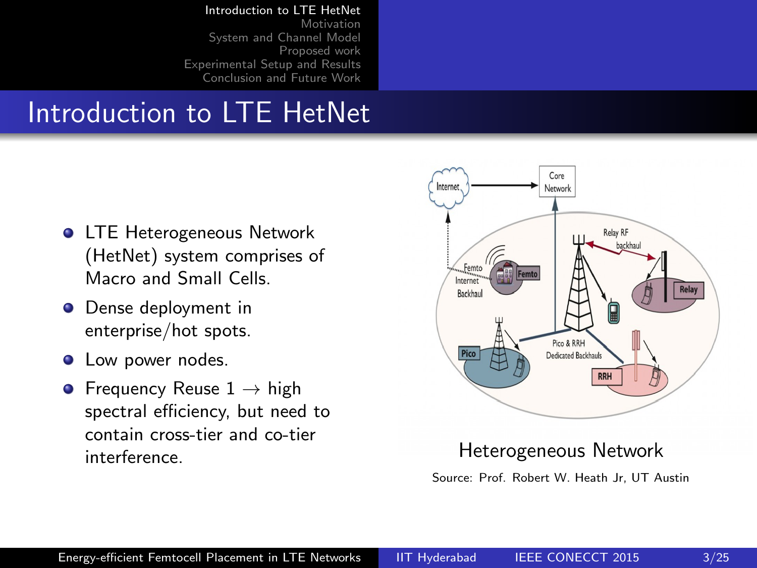# Introduction to LTE HetNet

- LTE Heterogeneous Network (HetNet) system comprises of Macro and Small Cells.
- Dense deployment in enterprise/hot spots.
- Low power nodes.
- Frequency Reuse 1 → high spectral efficiency, but need to contain cross-tier and co-tier interference.

Heterogeneous Network

Source: Prof. Robert W. Heath Jr, UT Austin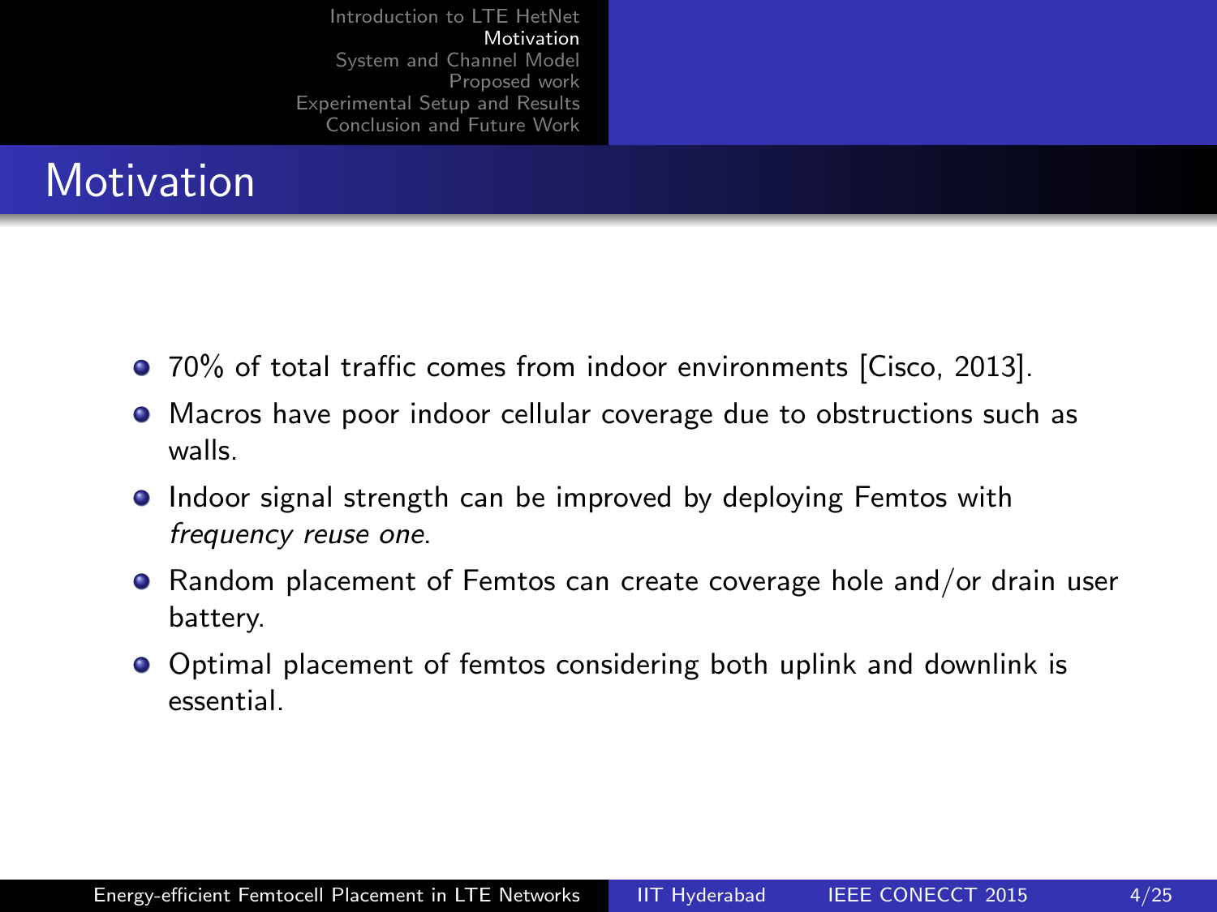# Motivation

- 70% of total traffic comes from indoor environments [Cisco, 2013].
- Macros have poor indoor cellular coverage due to obstructions such as walls.
- Indoor signal strength can be improved by deploying Femtos with *frequency reuse one*.
- Random placement of Femtos can create coverage hole and/or drain user battery.
- Optimal placement of femtos considering both uplink and downlink is essential.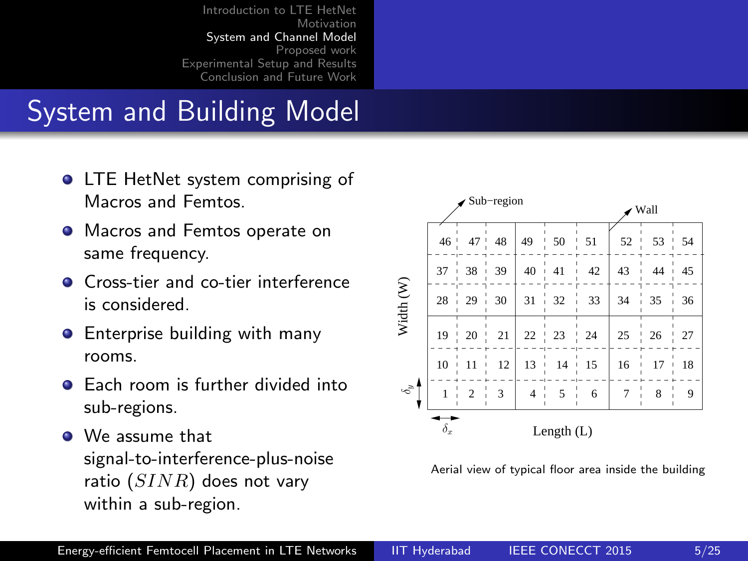# System and Building Model

- LTE HetNet system comprising of Macros and Femtos.
- Macros and Femtos operate on same frequency.
- Cross-tier and co-tier interference is considered.
- Enterprise building with many rooms.
- Each room is further divided into sub-regions.
- We assume that signal-to-interference-plus-noise ratio ($SINR$) does not vary within a sub-region.

| 46 | 47 | 48 | 49 | 50 | 51 | 52 | 53 | 54 |
|---|---|---|---|---|---|---|---|---|
| 37 | 38 | 39 | 40 | 41 | 42 | 43 | 44 | 45 |
| 28 | 29 | 30 | 31 | 32 | 33 | 34 | 35 | 36 |
| 19 | 20 | 21 | 22 | 23 | 24 | 25 | 26 | 27 |
| 10 | 11 | 12 | 13 | 14 | 15 | 16 | 17 | 18 |
| 1 | 2 | 3 | 4 | 5 | 6 | 7 | 8 | 9 |

Sub−region; Wall; Width (W); Length (L); $\delta_y$; $\delta_x$

Aerial view of typical floor area inside the building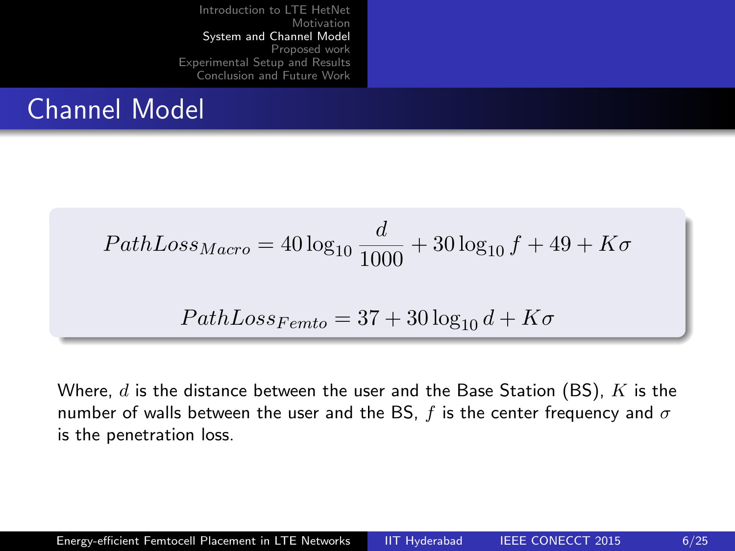## Channel Model

$$PathLoss_{Macro} = 40\log_{10}\frac{d}{1000} + 30\log_{10} f + 49 + K\sigma$$

$$PathLoss_{Femto} = 37 + 30\log_{10} d + K\sigma$$

Where, $d$ is the distance between the user and the Base Station (BS), $K$ is the number of walls between the user and the BS, $f$ is the center frequency and $\sigma$ is the penetration loss.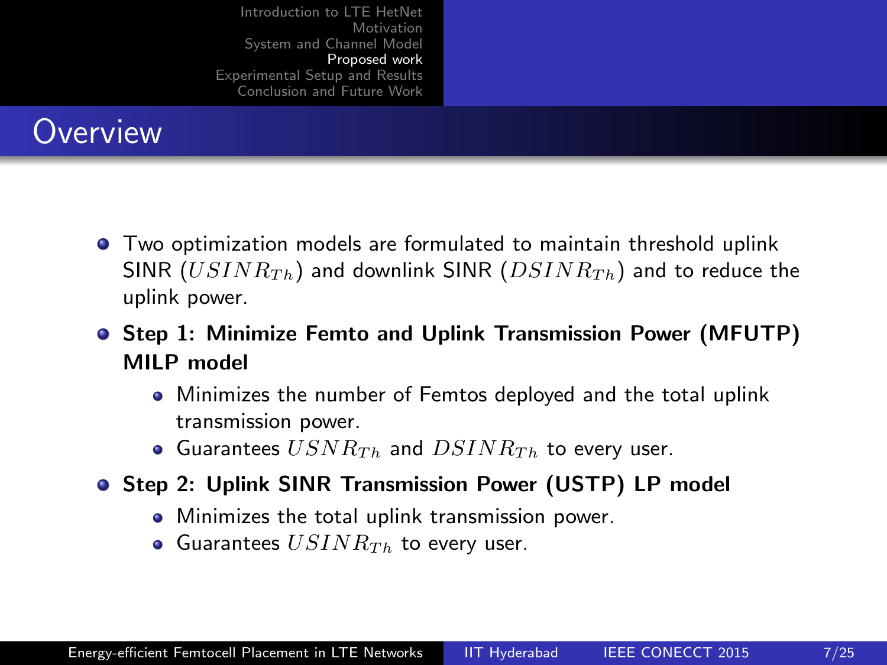# Overview

- Two optimization models are formulated to maintain threshold uplink SINR ($USINR_{Th}$) and downlink SINR ($DSINR_{Th}$) and to reduce the uplink power.
- **Step 1: Minimize Femto and Uplink Transmission Power (MFUTP) MILP model**
  - Minimizes the number of Femtos deployed and the total uplink transmission power.
  - Guarantees $USNR_{Th}$ and $DSINR_{Th}$ to every user.
- **Step 2: Uplink SINR Transmission Power (USTP) LP model**
  - Minimizes the total uplink transmission power.
  - Guarantees $USINR_{Th}$ to every user.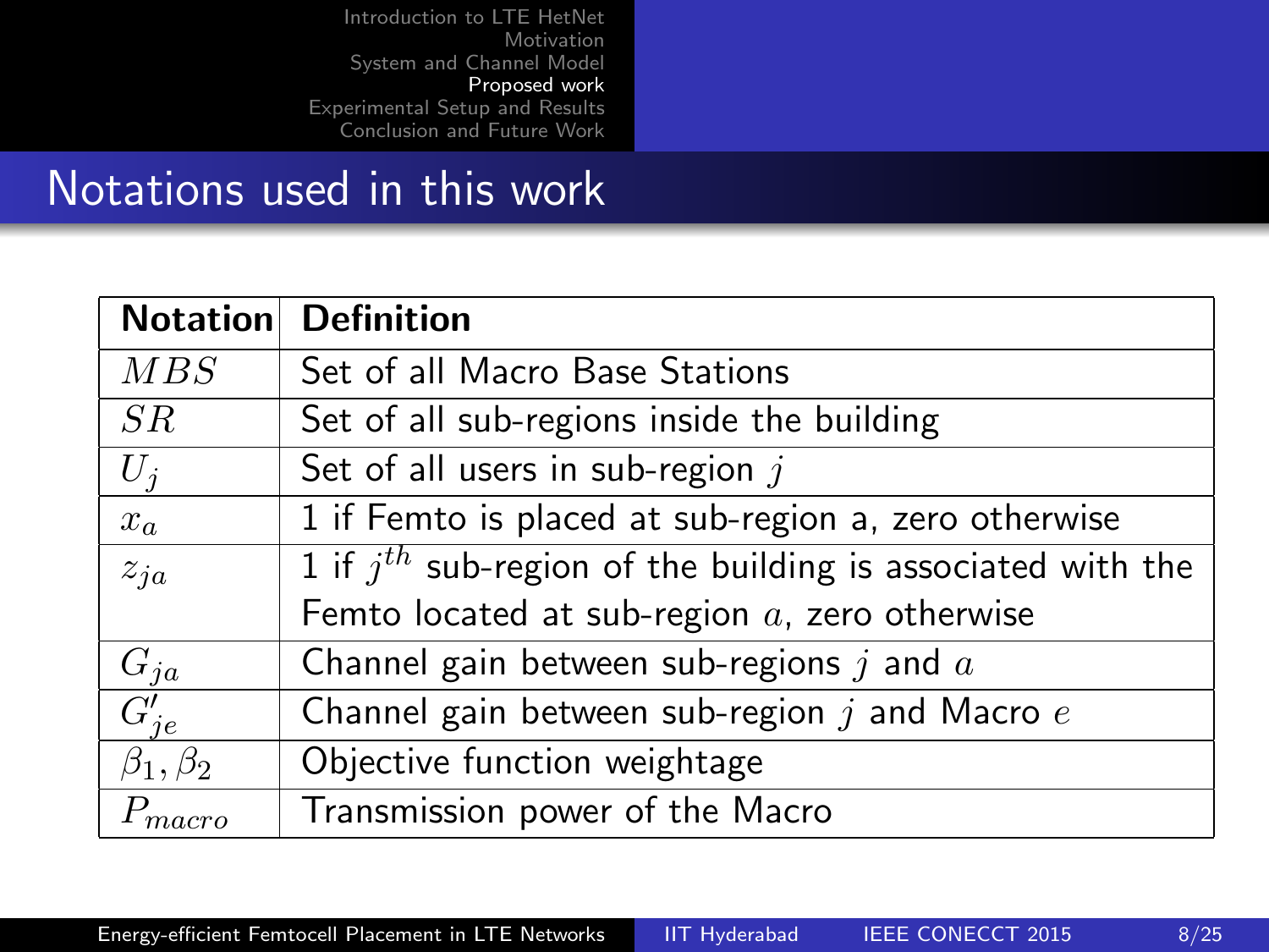# Notations used in this work

| Notation | Definition |
|---|---|
| $MBS$ | Set of all Macro Base Stations |
| $SR$ | Set of all sub-regions inside the building |
| $U_j$ | Set of all users in sub-region $j$ |
| $x_a$ | 1 if Femto is placed at sub-region a, zero otherwise |
| $z_{ja}$ | 1 if $j^{th}$ sub-region of the building is associated with the Femto located at sub-region $a$, zero otherwise |
| $G_{ja}$ | Channel gain between sub-regions $j$ and $a$ |
| $G'_{je}$ | Channel gain between sub-region $j$ and Macro $e$ |
| $\beta_1, \beta_2$ | Objective function weightage |
| $P_{macro}$ | Transmission power of the Macro |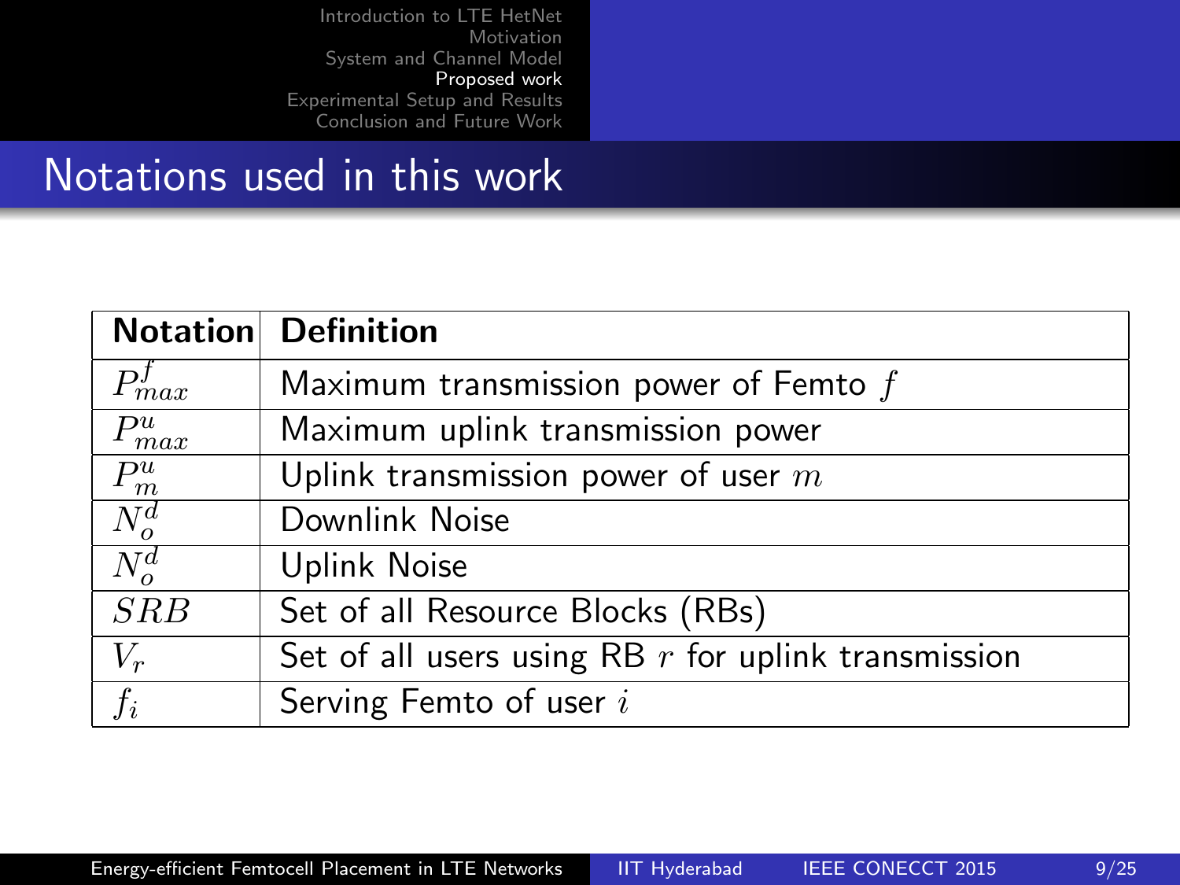# Notations used in this work

| Notation | Definition |
|---|---|
| $P^f_{max}$ | Maximum transmission power of Femto $f$ |
| $P^u_{max}$ | Maximum uplink transmission power |
| $P^u_m$ | Uplink transmission power of user $m$ |
| $N^d_o$ | Downlink Noise |
| $N^d_o$ | Uplink Noise |
| $SRB$ | Set of all Resource Blocks (RBs) |
| $V_r$ | Set of all users using RB $r$ for uplink transmission |
| $f_i$ | Serving Femto of user $i$ |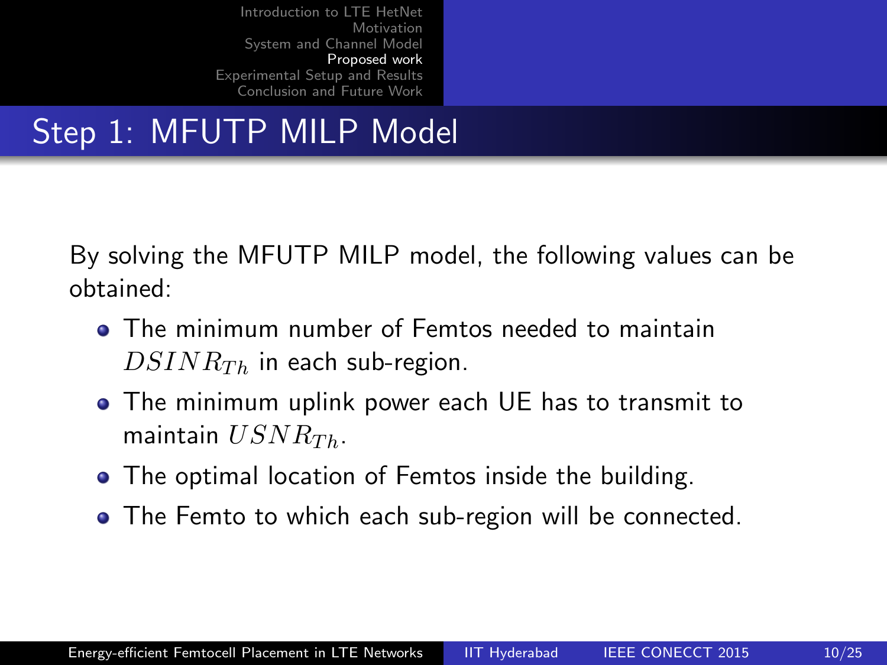# Step 1: MFUTP MILP Model

By solving the MFUTP MILP model, the following values can be obtained:

- The minimum number of Femtos needed to maintain $DSINR_{Th}$ in each sub-region.
- The minimum uplink power each UE has to transmit to maintain $USNR_{Th}$.
- The optimal location of Femtos inside the building.
- The Femto to which each sub-region will be connected.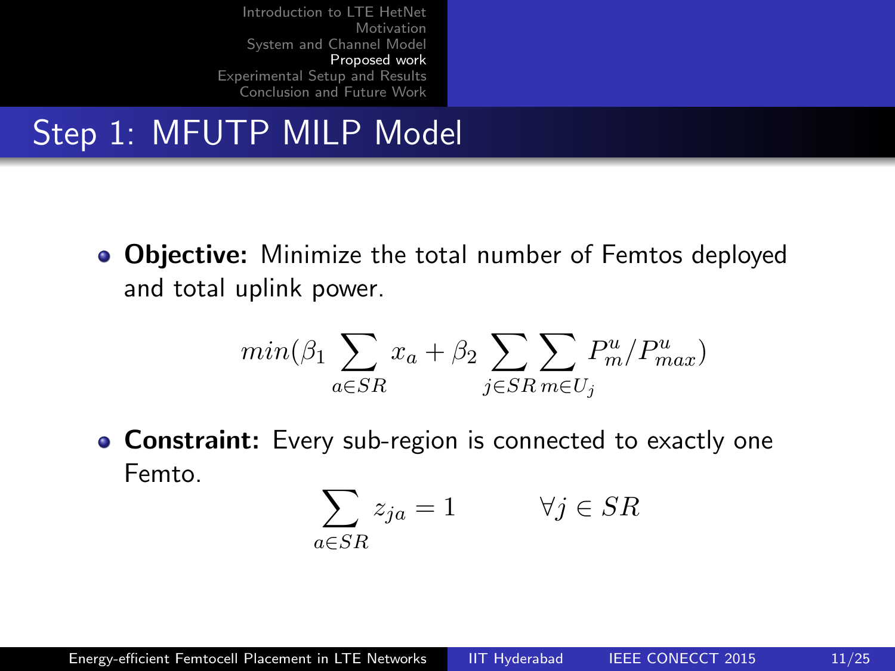## Step 1: MFUTP MILP Model

- **Objective:** Minimize the total number of Femtos deployed and total uplink power.

$$min(\beta_1 \sum_{a \in SR} x_a + \beta_2 \sum_{j \in SR} \sum_{m \in U_j} P^u_m / P^u_{max})$$

- **Constraint:** Every sub-region is connected to exactly one Femto.

$$\sum_{a \in SR} z_{ja} = 1 \qquad \forall j \in SR$$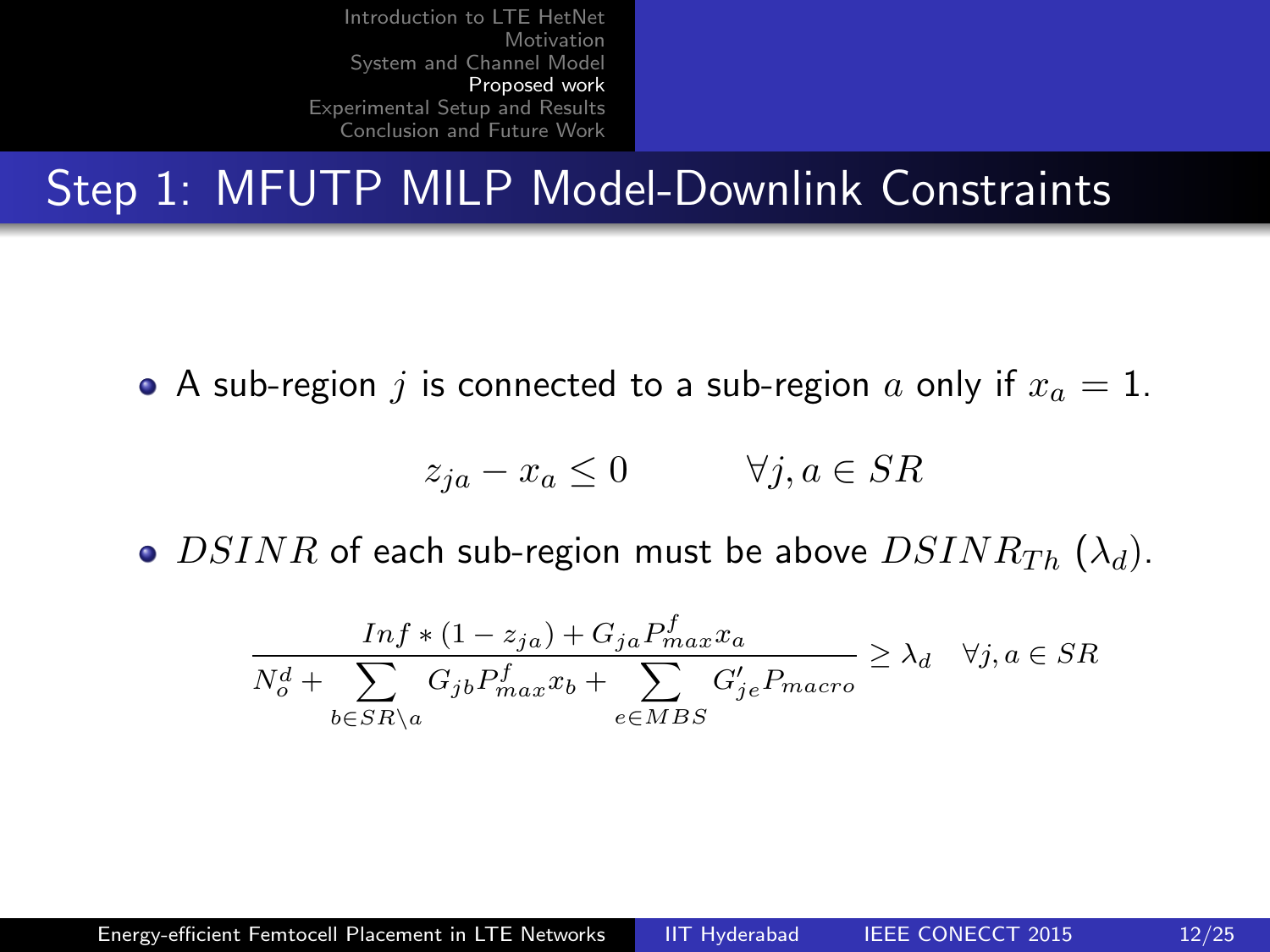# Step 1: MFUTP MILP Model-Downlink Constraints

- A sub-region $j$ is connected to a sub-region $a$ only if $x_a = 1$.

$$z_{ja} - x_a \leq 0 \qquad \forall j, a \in SR$$

- $DSINR$ of each sub-region must be above $DSINR_{Th}$ ($\lambda_d$).

$$\frac{Inf * (1 - z_{ja}) + G_{ja} P^{f}_{max} x_a}{N^{d}_{o} + \sum_{b \in SR \setminus a} G_{jb} P^{f}_{max} x_b + \sum_{e \in MBS} G'_{je} P_{macro}} \geq \lambda_d \quad \forall j, a \in SR$$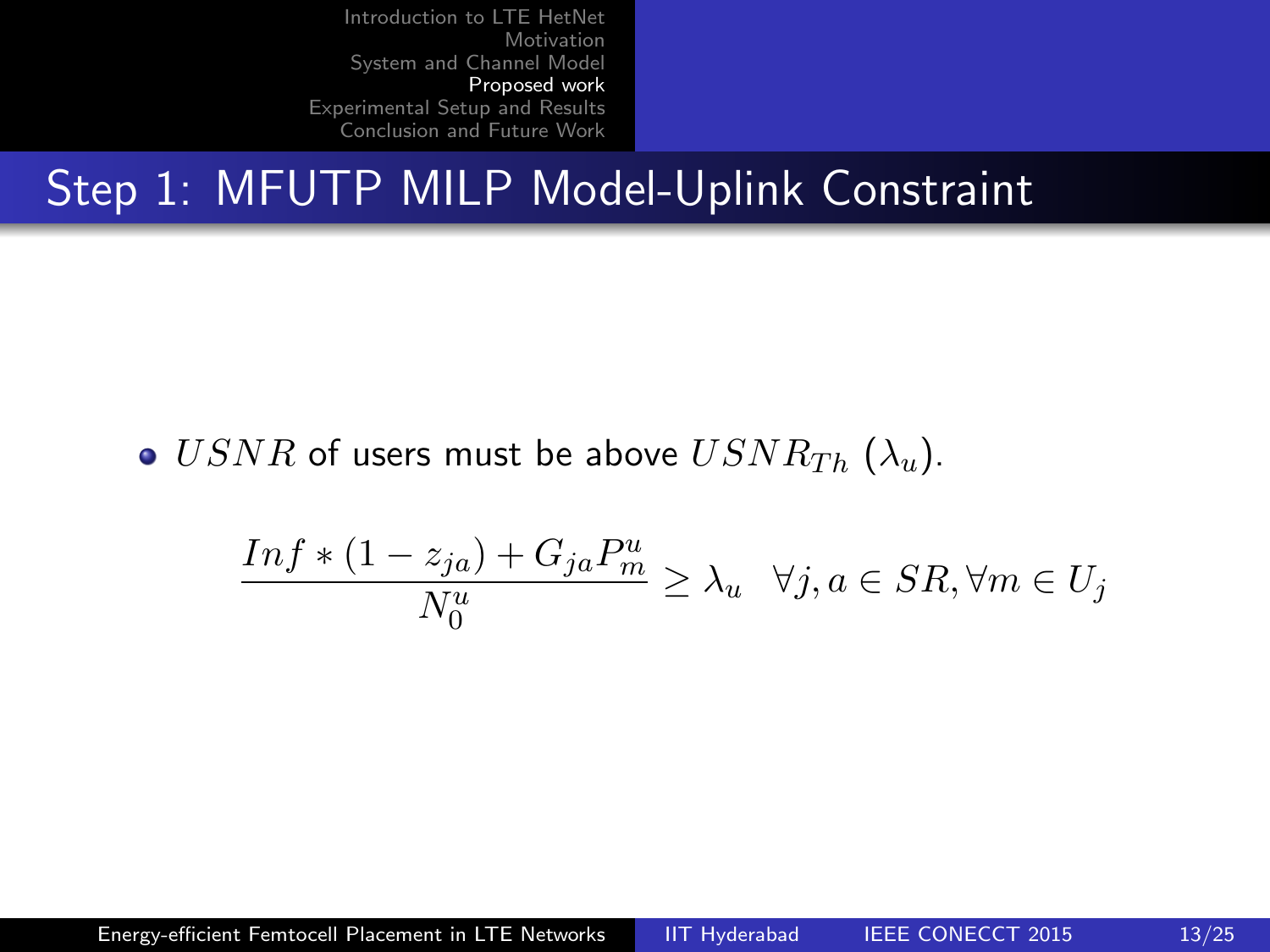# Step 1: MFUTP MILP Model-Uplink Constraint

- $USNR$ of users must be above $USNR_{Th}$ ($\lambda_u$).

$$\frac{Inf * (1 - z_{ja}) + G_{ja} P_m^u}{N_0^u} \geq \lambda_u \quad \forall j, a \in SR, \forall m \in U_j$$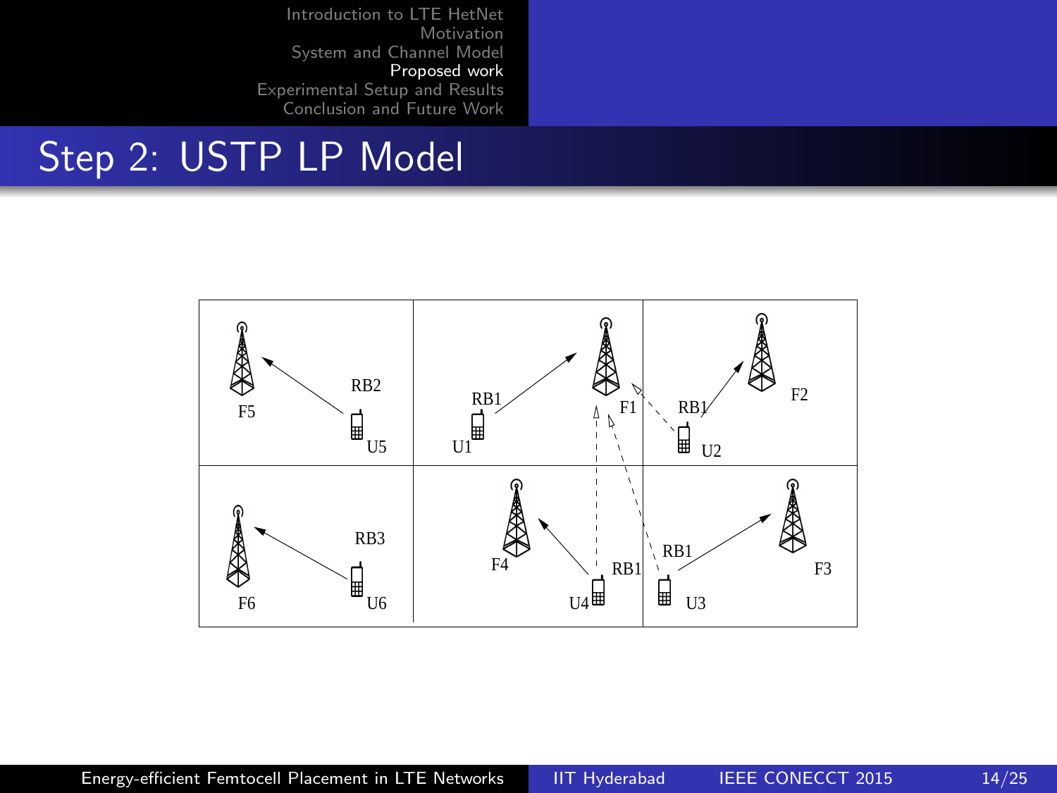## Step 2: USTP LP Model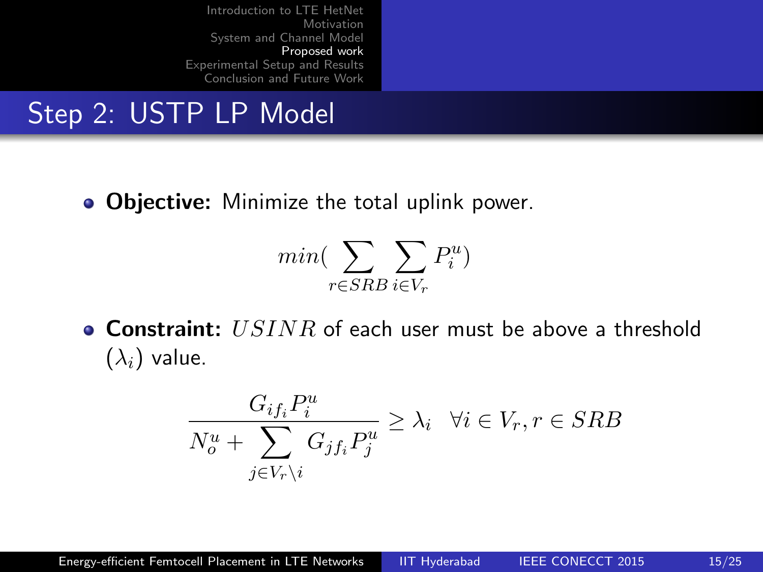## Step 2: USTP LP Model

- **Objective:** Minimize the total uplink power.

$$min(\sum_{r \in SRB} \sum_{i \in V_r} P_i^u)$$

- **Constraint:** $USINR$ of each user must be above a threshold ($\lambda_i$) value.

$$\frac{G_{if_i} P_i^u}{N_o^u + \sum_{j \in V_r \setminus i} G_{jf_i} P_j^u} \geq \lambda_i \quad \forall i \in V_r, r \in SRB$$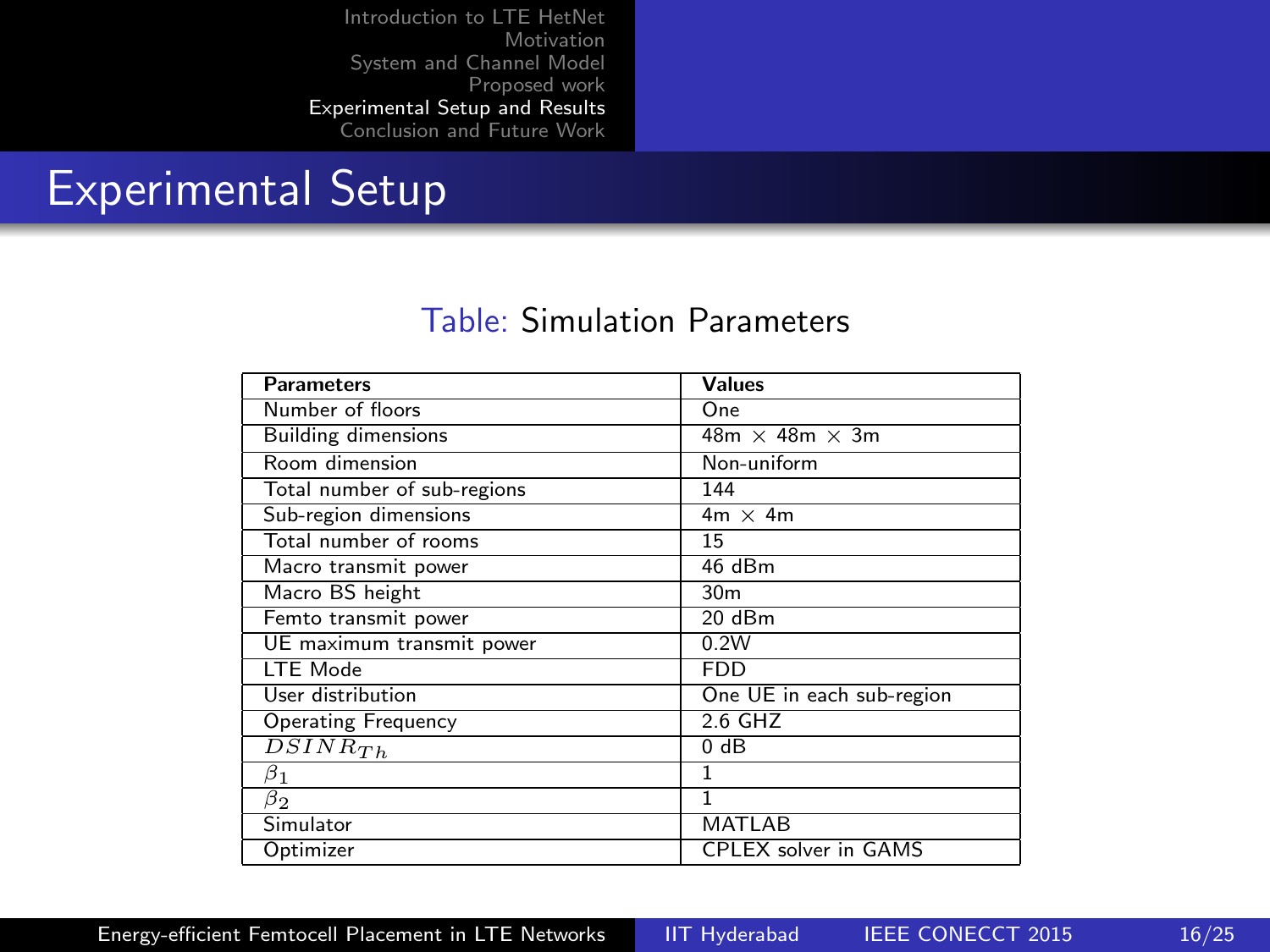# Experimental Setup

Table: Simulation Parameters

| Parameters | Values |
|---|---|
| Number of floors | One |
| Building dimensions | 48m $\times$ 48m $\times$ 3m |
| Room dimension | Non-uniform |
| Total number of sub-regions | 144 |
| Sub-region dimensions | 4m $\times$ 4m |
| Total number of rooms | 15 |
| Macro transmit power | 46 dBm |
| Macro BS height | 30m |
| Femto transmit power | 20 dBm |
| UE maximum transmit power | 0.2W |
| LTE Mode | FDD |
| User distribution | One UE in each sub-region |
| Operating Frequency | 2.6 GHZ |
| $DSINR_{Th}$ | 0 dB |
| $\beta_1$ | 1 |
| $\beta_2$ | 1 |
| Simulator | MATLAB |
| Optimizer | CPLEX solver in GAMS |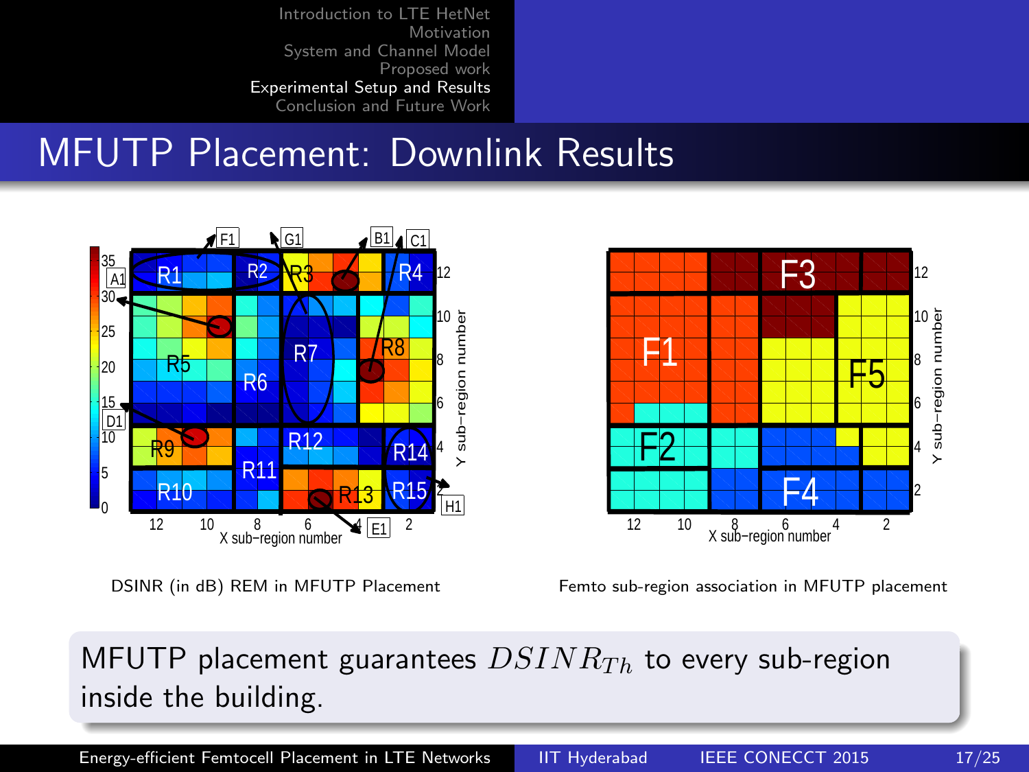# MFUTP Placement: Downlink Results

DSINR (in dB) REM in MFUTP Placement

Femto sub-region association in MFUTP placement

MFUTP placement guarantees $DSINR_{Th}$ to every sub-region inside the building.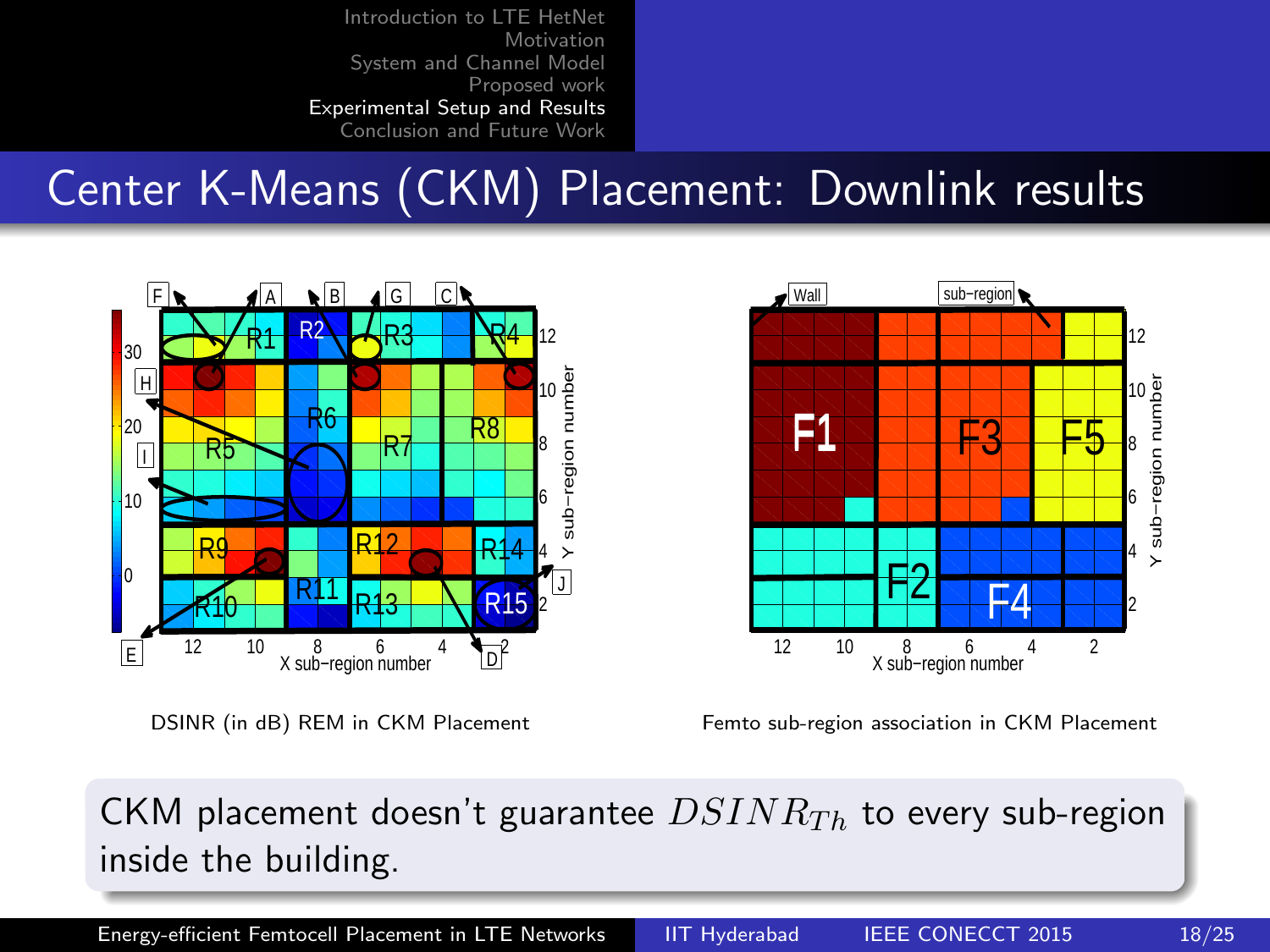# Center K-Means (CKM) Placement: Downlink results

DSINR (in dB) REM in CKM Placement

Femto sub-region association in CKM Placement

CKM placement doesn't guarantee $DSINR_{Th}$ to every sub-region inside the building.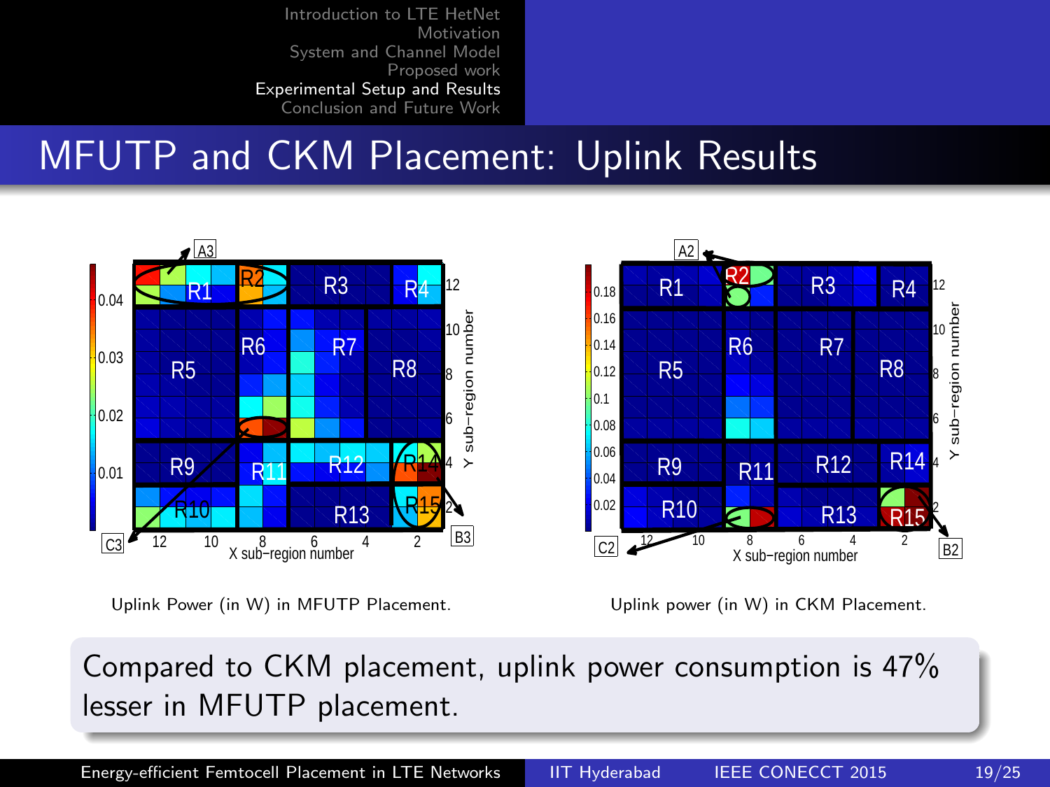# MFUTP and CKM Placement: Uplink Results

Uplink Power (in W) in MFUTP Placement.

Uplink power (in W) in CKM Placement.

Compared to CKM placement, uplink power consumption is 47% lesser in MFUTP placement.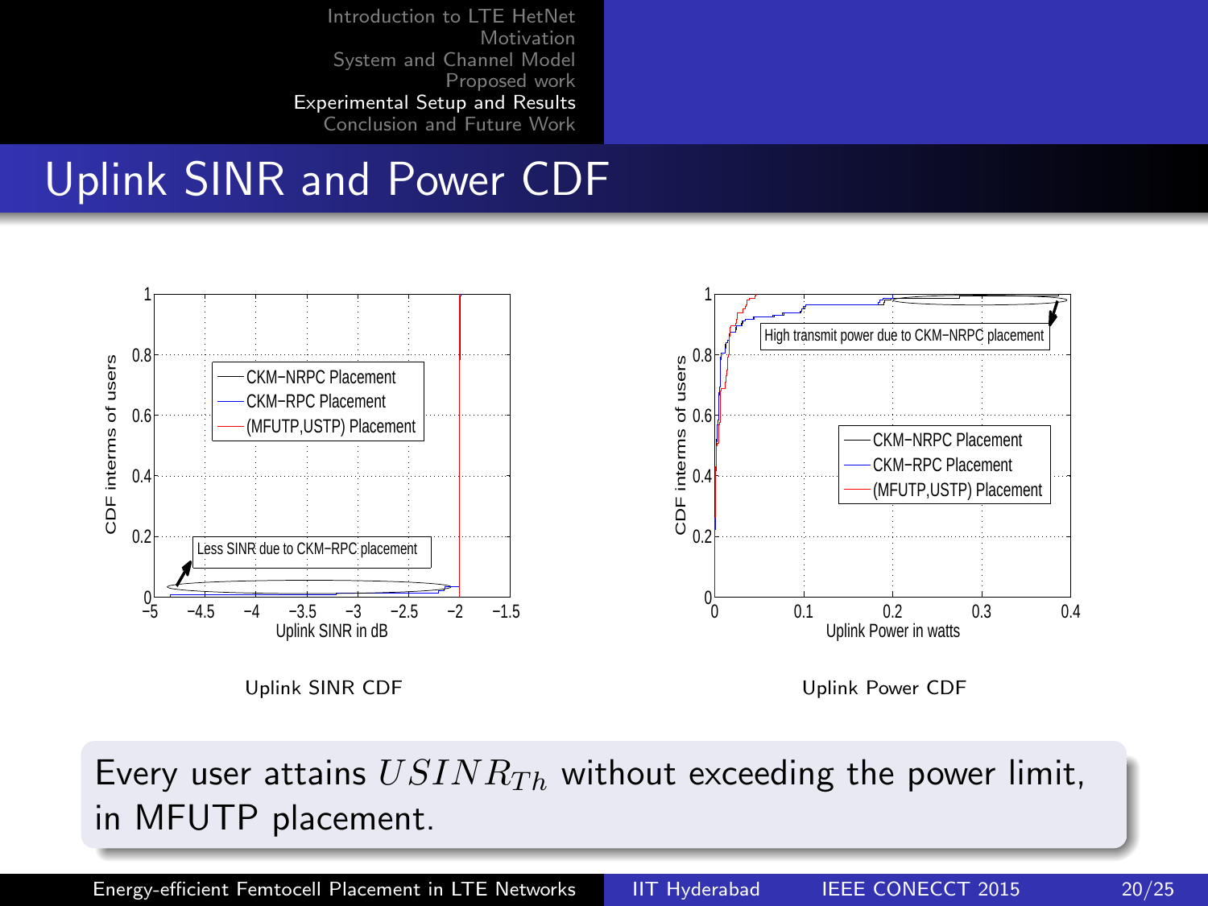# Uplink SINR and Power CDF

Uplink SINR CDF

Uplink Power CDF

Every user attains $USINR_{Th}$ without exceeding the power limit, in MFUTP placement.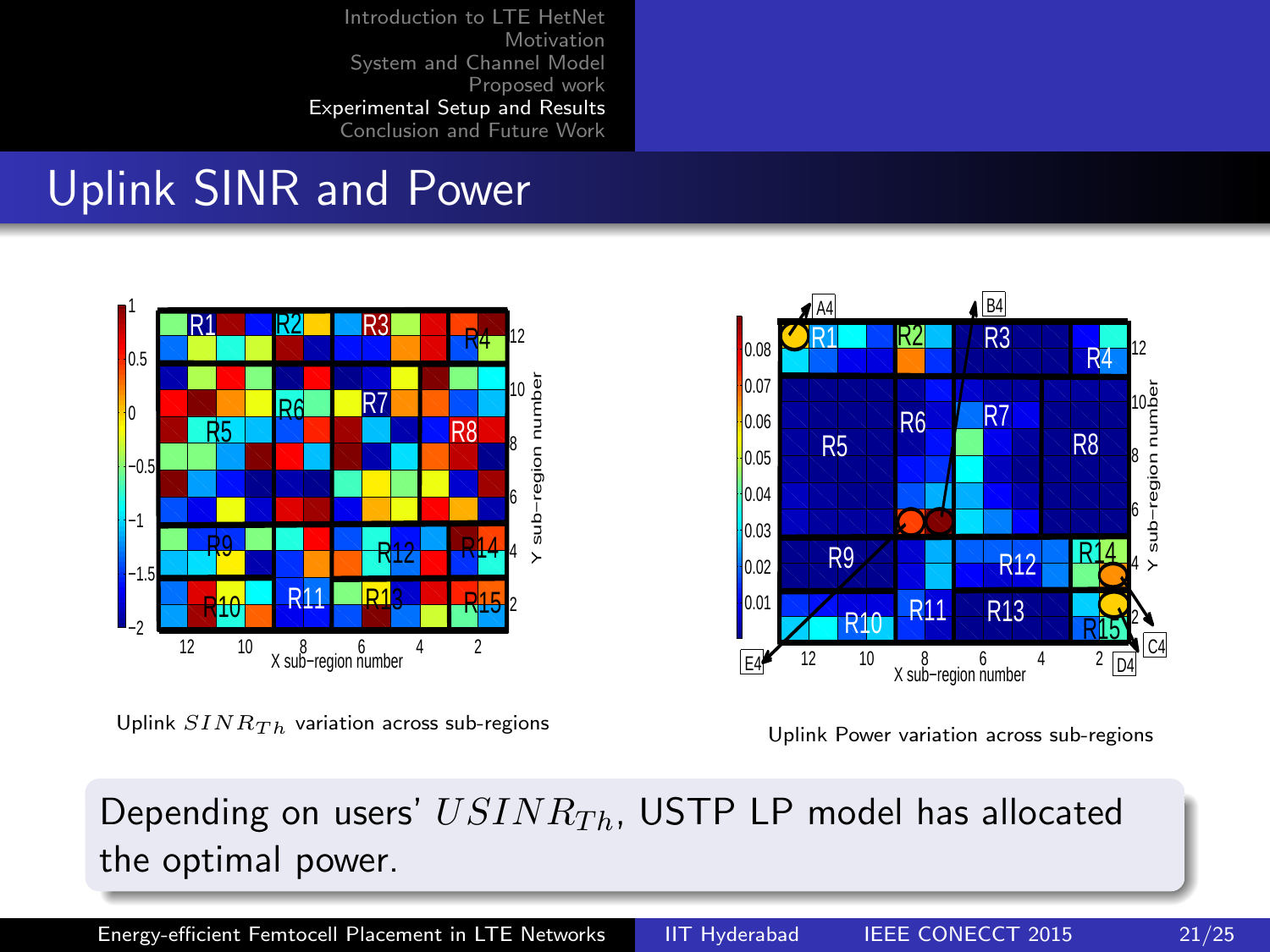## Uplink SINR and Power

Uplink $SINR_{Th}$ variation across sub-regions

Uplink Power variation across sub-regions

Depending on users' $USINR_{Th}$, USTP LP model has allocated the optimal power.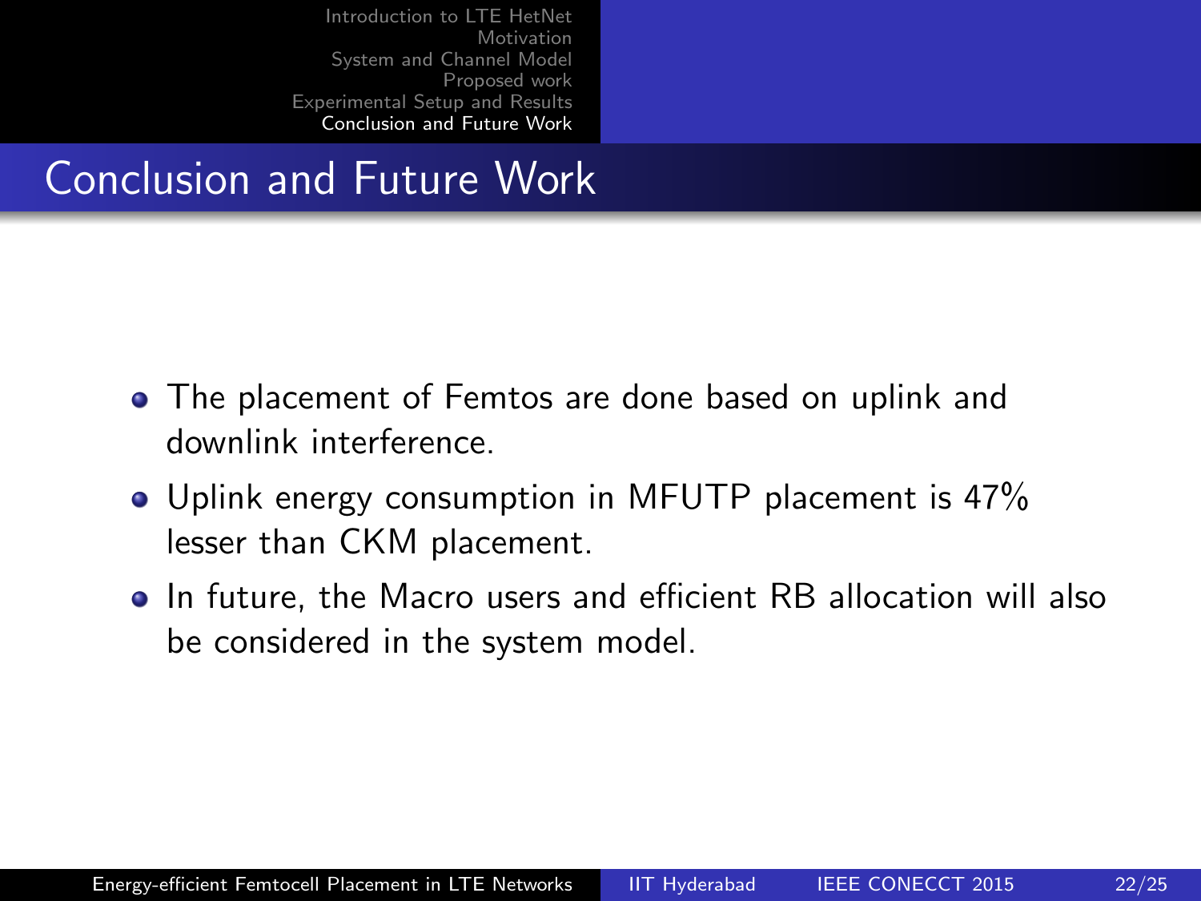## Conclusion and Future Work

- The placement of Femtos are done based on uplink and downlink interference.
- Uplink energy consumption in MFUTP placement is 47% lesser than CKM placement.
- In future, the Macro users and efficient RB allocation will also be considered in the system model.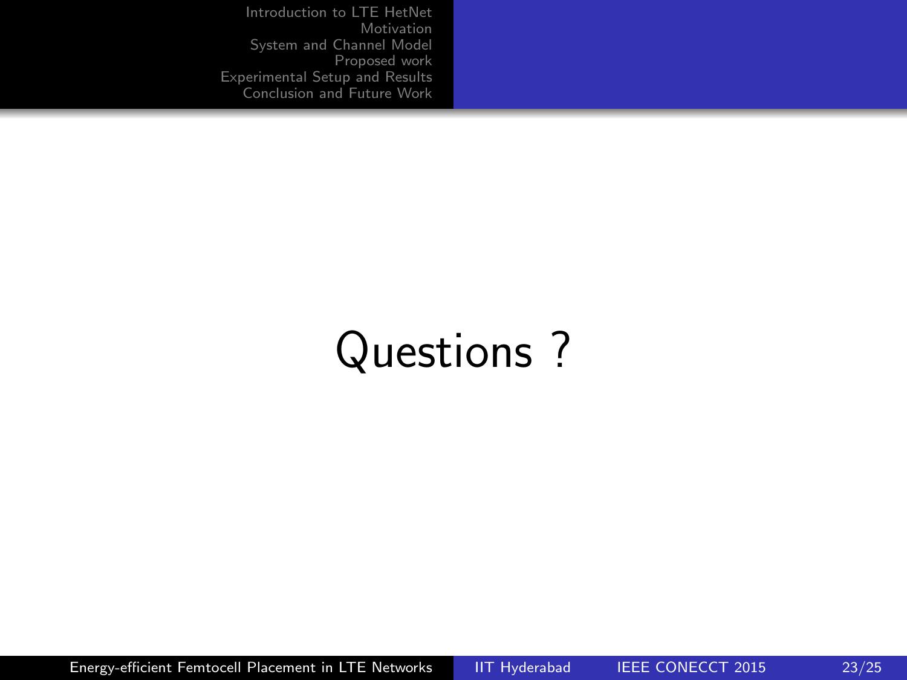# Questions ?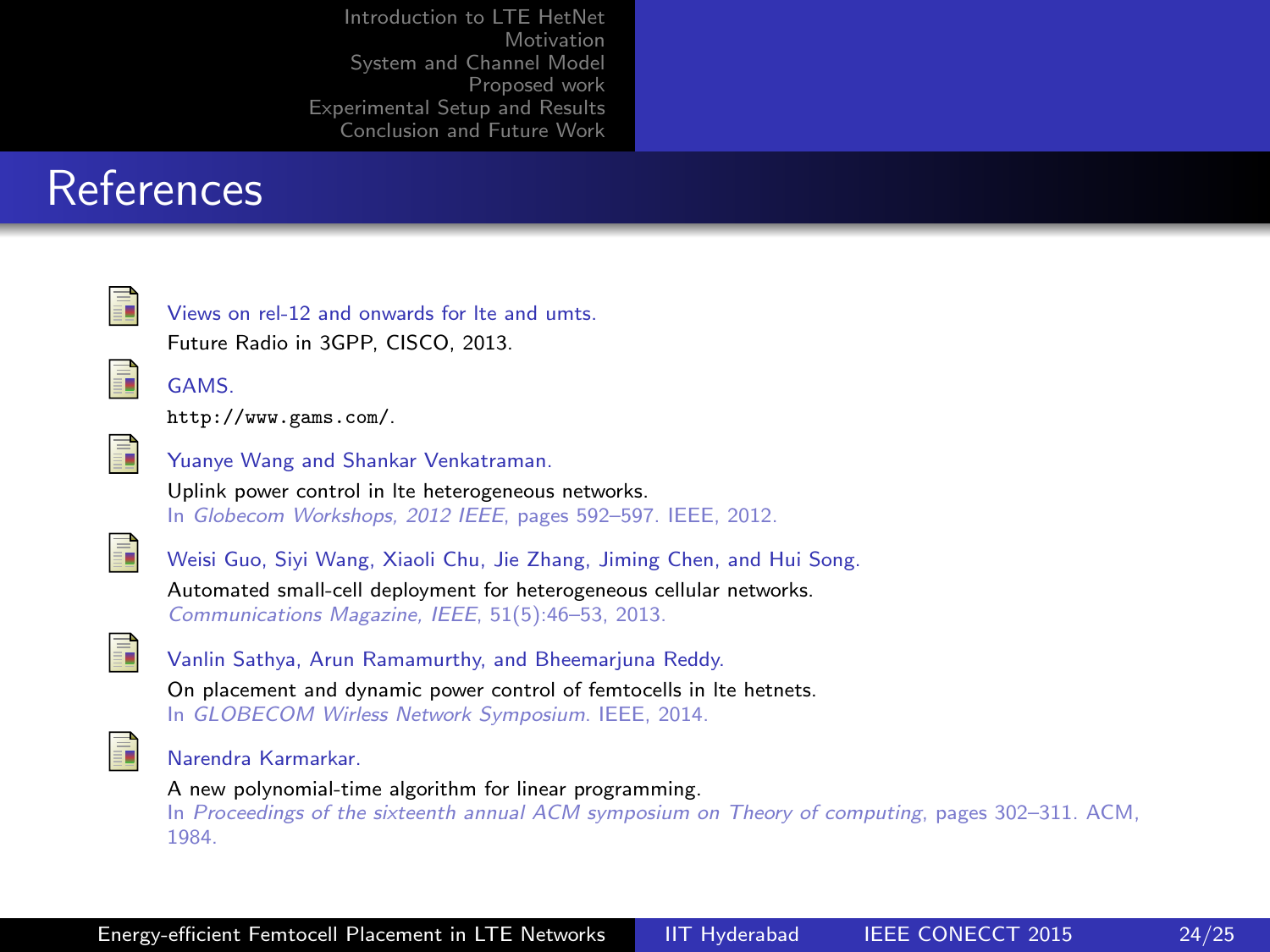# References

- Views on rel-12 and onwards for lte and umts.
  Future Radio in 3GPP, CISCO, 2013.

- GAMS.
  `http://www.gams.com/`.

- Yuanye Wang and Shankar Venkatraman.
  Uplink power control in lte heterogeneous networks.
  In *Globecom Workshops, 2012 IEEE*, pages 592–597. IEEE, 2012.

- Weisi Guo, Siyi Wang, Xiaoli Chu, Jie Zhang, Jiming Chen, and Hui Song.
  Automated small-cell deployment for heterogeneous cellular networks.
  *Communications Magazine, IEEE*, 51(5):46–53, 2013.

- Vanlin Sathya, Arun Ramamurthy, and Bheemarjuna Reddy.
  On placement and dynamic power control of femtocells in lte hetnets.
  In *GLOBECOM Wirless Network Symposium*. IEEE, 2014.

- Narendra Karmarkar.
  A new polynomial-time algorithm for linear programming.
  In *Proceedings of the sixteenth annual ACM symposium on Theory of computing*, pages 302–311. ACM, 1984.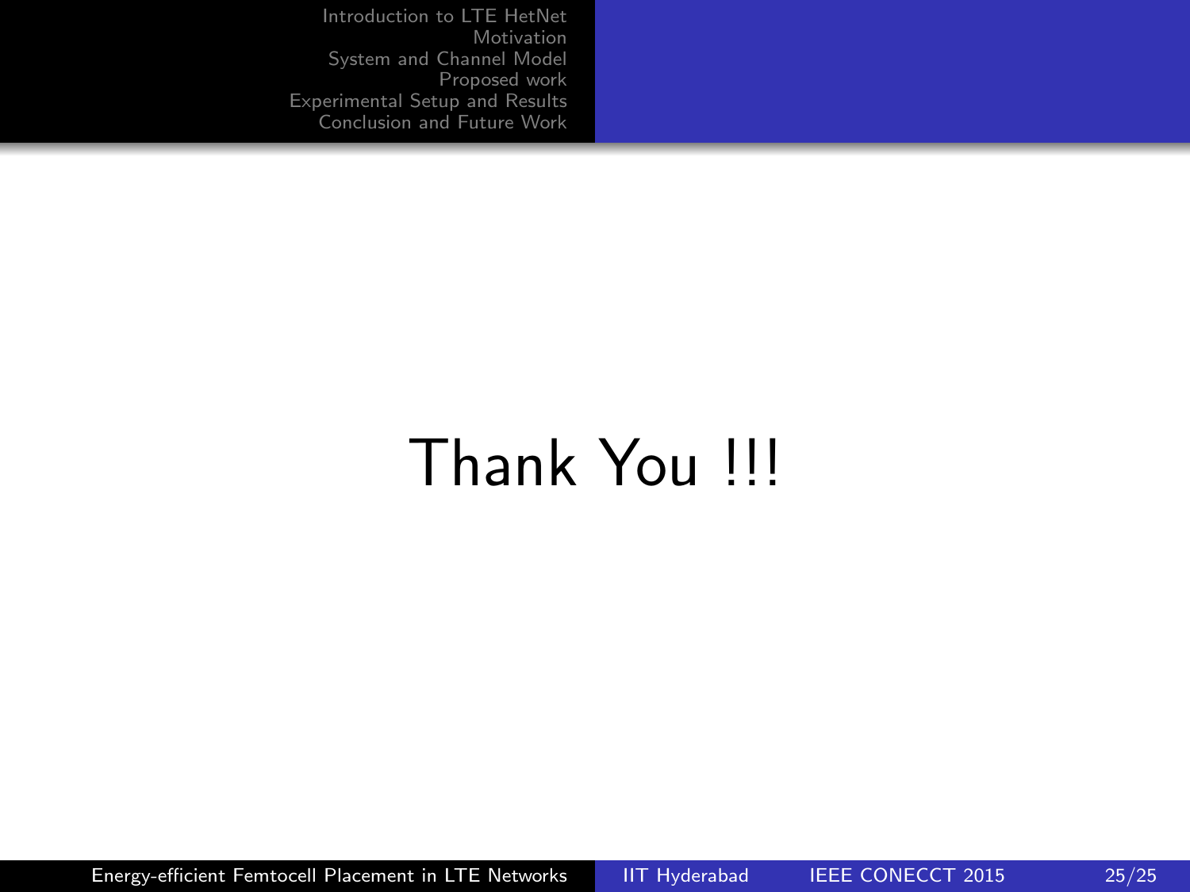# Thank You !!!